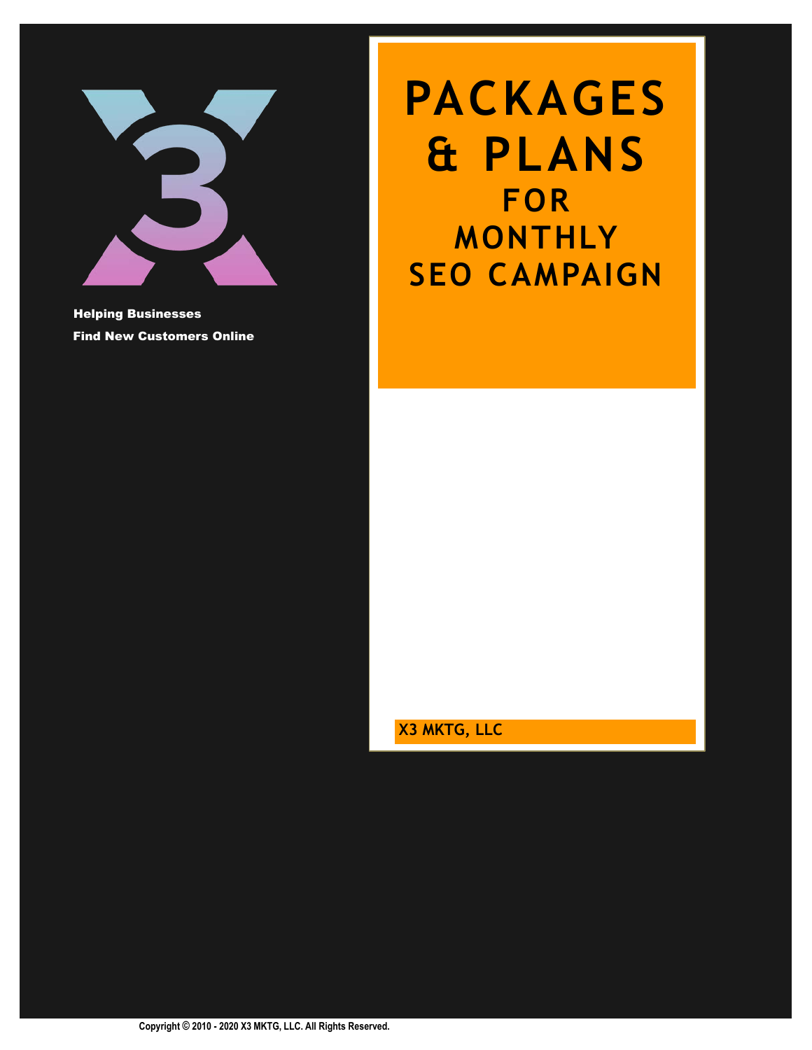Helping Businesses
Find New Customers Online

# PACKAGES & PLANS

## FOR MONTHLY SEO CAMPAIGN

**X3 MKTG, LLC**

Copyright © 2010 - 2020 X3 MKTG, LLC. All Rights Reserved.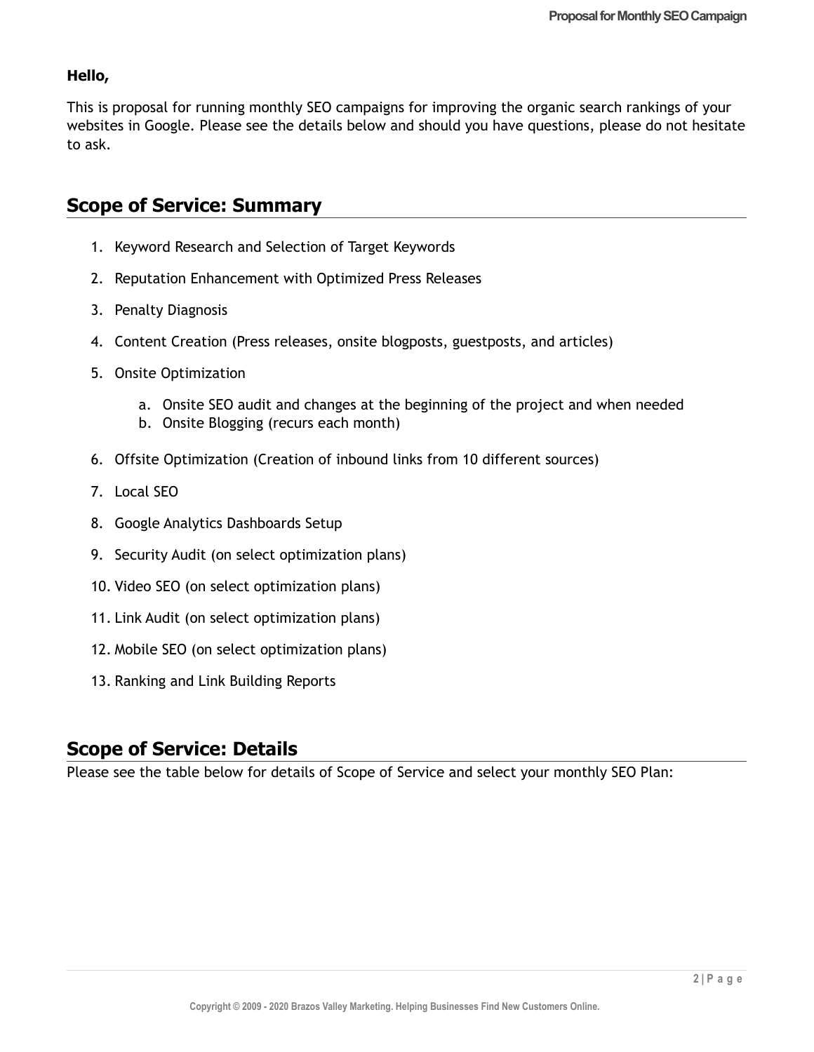**Hello,**

This is proposal for running monthly SEO campaigns for improving the organic search rankings of your websites in Google. Please see the details below and should you have questions, please do not hesitate to ask.

## Scope of Service: Summary

1. Keyword Research and Selection of Target Keywords
2. Reputation Enhancement with Optimized Press Releases
3. Penalty Diagnosis
4. Content Creation (Press releases, onsite blogposts, guestposts, and articles)
5. Onsite Optimization
    a. Onsite SEO audit and changes at the beginning of the project and when needed
    b. Onsite Blogging (recurs each month)
6. Offsite Optimization (Creation of inbound links from 10 different sources)
7. Local SEO
8. Google Analytics Dashboards Setup
9. Security Audit (on select optimization plans)
10. Video SEO (on select optimization plans)
11. Link Audit (on select optimization plans)
12. Mobile SEO (on select optimization plans)
13. Ranking and Link Building Reports

## Scope of Service: Details

Please see the table below for details of Scope of Service and select your monthly SEO Plan: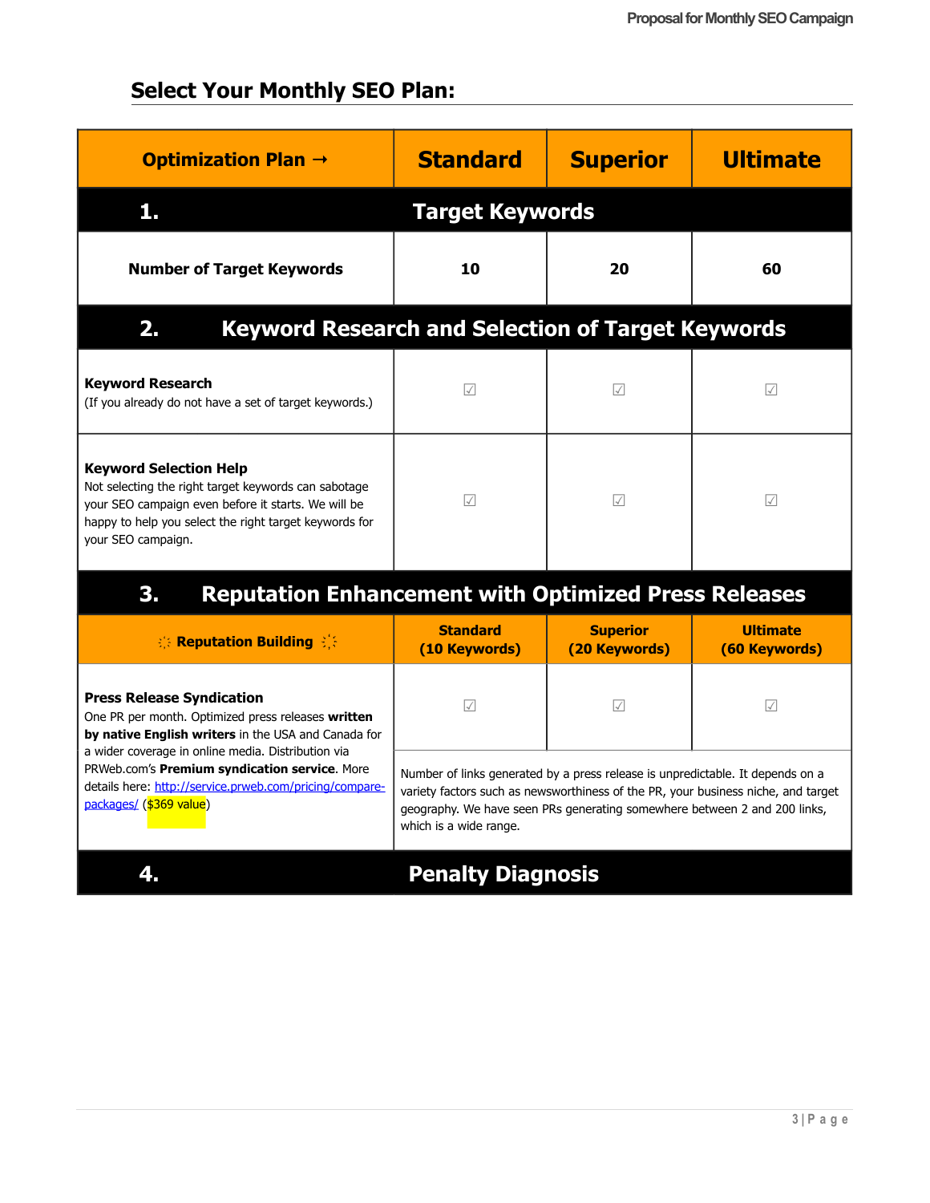## Select Your Monthly SEO Plan:

| Optimization Plan → | Standard | Superior | Ultimate |
|---|---|---|---|
| **1. Target Keywords** | | | |
| **Number of Target Keywords** | **10** | **20** | **60** |
| **2. Keyword Research and Selection of Target Keywords** | | | |
| **Keyword Research**<br>(If you already do not have a set of target keywords.) | ☑ | ☑ | ☑ |
| **Keyword Selection Help**<br>Not selecting the right target keywords can sabotage your SEO campaign even before it starts. We will be happy to help you select the right target keywords for your SEO campaign. | ☑ | ☑ | ☑ |
| **3. Reputation Enhancement with Optimized Press Releases** | | | |
| **Reputation Building** | **Standard (10 Keywords)** | **Superior (20 Keywords)** | **Ultimate (60 Keywords)** |
| **Press Release Syndication**<br>One PR per month. Optimized press releases **written by native English writers** in the USA and Canada for a wider coverage in online media. Distribution via PRWeb.com's **Premium syndication service**. More details here: http://service.prweb.com/pricing/compare-packages/ ($369 value) | ☑ | ☑ | ☑ |
| | Number of links generated by a press release is unpredictable. It depends on a variety factors such as newsworthiness of the PR, your business niche, and target geography. We have seen PRs generating somewhere between 2 and 200 links, which is a wide range. | | |
| **4. Penalty Diagnosis** | | | |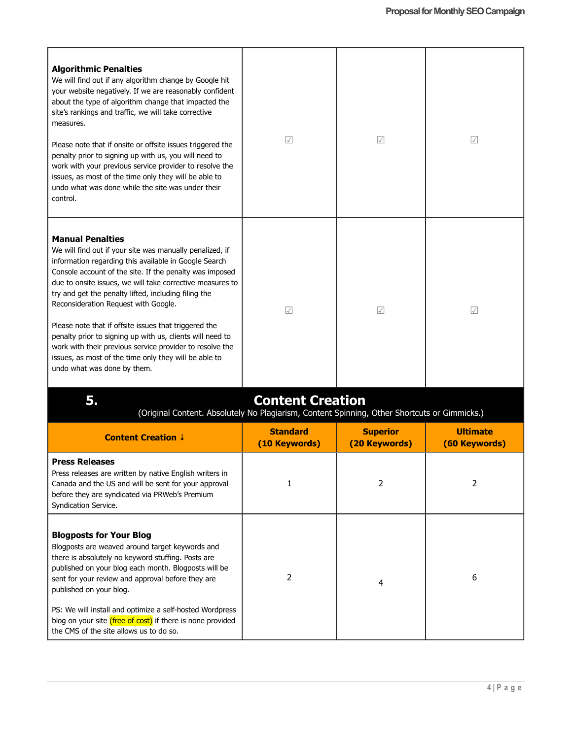| | | | |
|---|---|---|---|
| **Algorithmic Penalties**<br>We will find out if any algorithm change by Google hit your website negatively. If we are reasonably confident about the type of algorithm change that impacted the site's rankings and traffic, we will take corrective measures.<br><br>Please note that if onsite or offsite issues triggered the penalty prior to signing up with us, you will need to work with your previous service provider to resolve the issues, as most of the time only they will be able to undo what was done while the site was under their control. | ☑ | ☑ | ☑ |
| **Manual Penalties**<br>We will find out if your site was manually penalized, if information regarding this available in Google Search Console account of the site. If the penalty was imposed due to onsite issues, we will take corrective measures to try and get the penalty lifted, including filing the Reconsideration Request with Google.<br><br>Please note that if offsite issues that triggered the penalty prior to signing up with us, clients will need to work with their previous service provider to resolve the issues, as most of the time only they will be able to undo what was done by them. | ☑ | ☑ | ☑ |

## 5. Content Creation

(Original Content. Absolutely No Plagiarism, Content Spinning, Other Shortcuts or Gimmicks.)

| Content Creation ↓ | Standard (10 Keywords) | Superior (20 Keywords) | Ultimate (60 Keywords) |
|---|---|---|---|
| **Press Releases**<br>Press releases are written by native English writers in Canada and the US and will be sent for your approval before they are syndicated via PRWeb's Premium Syndication Service. | 1 | 2 | 2 |
| **Blogposts for Your Blog**<br>Blogposts are weaved around target keywords and there is absolutely no keyword stuffing. Posts are published on your blog each month. Blogposts will be sent for your review and approval before they are published on your blog.<br><br>PS: We will install and optimize a self-hosted Wordpress blog on your site (free of cost) if there is none provided the CMS of the site allows us to do so. | 2 | 4 | 6 |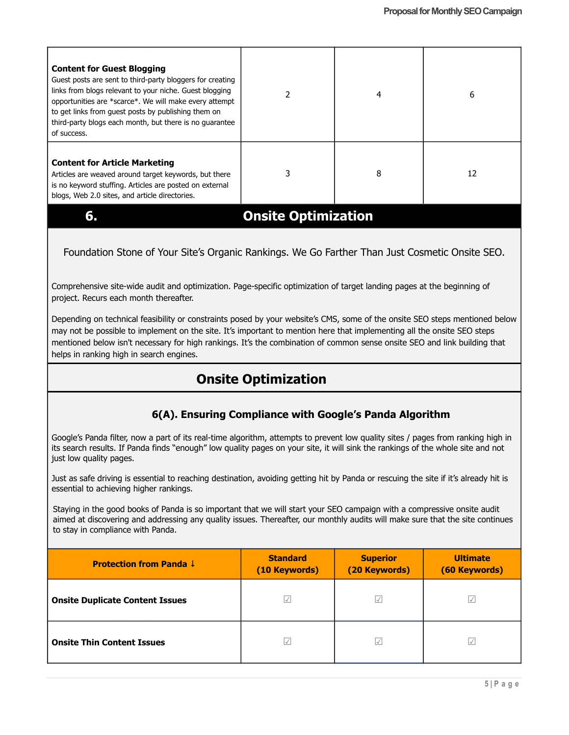| | | | |
|---|---|---|---|
| **Content for Guest Blogging**<br>Guest posts are sent to third-party bloggers for creating links from blogs relevant to your niche. Guest blogging opportunities are *scarce*. We will make every attempt to get links from guest posts by publishing them on third-party blogs each month, but there is no guarantee of success. | 2 | 4 | 6 |
| **Content for Article Marketing**<br>Articles are weaved around target keywords, but there is no keyword stuffing. Articles are posted on external blogs, Web 2.0 sites, and article directories. | 3 | 8 | 12 |

## 6. Onsite Optimization

Foundation Stone of Your Site's Organic Rankings. We Go Farther Than Just Cosmetic Onsite SEO.

Comprehensive site-wide audit and optimization. Page-specific optimization of target landing pages at the beginning of project. Recurs each month thereafter.

Depending on technical feasibility or constraints posed by your website's CMS, some of the onsite SEO steps mentioned below may not be possible to implement on the site. It's important to mention here that implementing all the onsite SEO steps mentioned below isn't necessary for high rankings. It's the combination of common sense onsite SEO and link building that helps in ranking high in search engines.

## Onsite Optimization

### 6(A). Ensuring Compliance with Google's Panda Algorithm

Google's Panda filter, now a part of its real-time algorithm, attempts to prevent low quality sites / pages from ranking high in its search results. If Panda finds "enough" low quality pages on your site, it will sink the rankings of the whole site and not just low quality pages.

Just as safe driving is essential to reaching destination, avoiding getting hit by Panda or rescuing the site if it's already hit is essential to achieving higher rankings.

Staying in the good books of Panda is so important that we will start your SEO campaign with a compressive onsite audit aimed at discovering and addressing any quality issues. Thereafter, our monthly audits will make sure that the site continues to stay in compliance with Panda.

| Protection from Panda ↓ | Standard (10 Keywords) | Superior (20 Keywords) | Ultimate (60 Keywords) |
|---|---|---|---|
| **Onsite Duplicate Content Issues** | ☑ | ☑ | ☑ |
| **Onsite Thin Content Issues** | ☑ | ☑ | ☑ |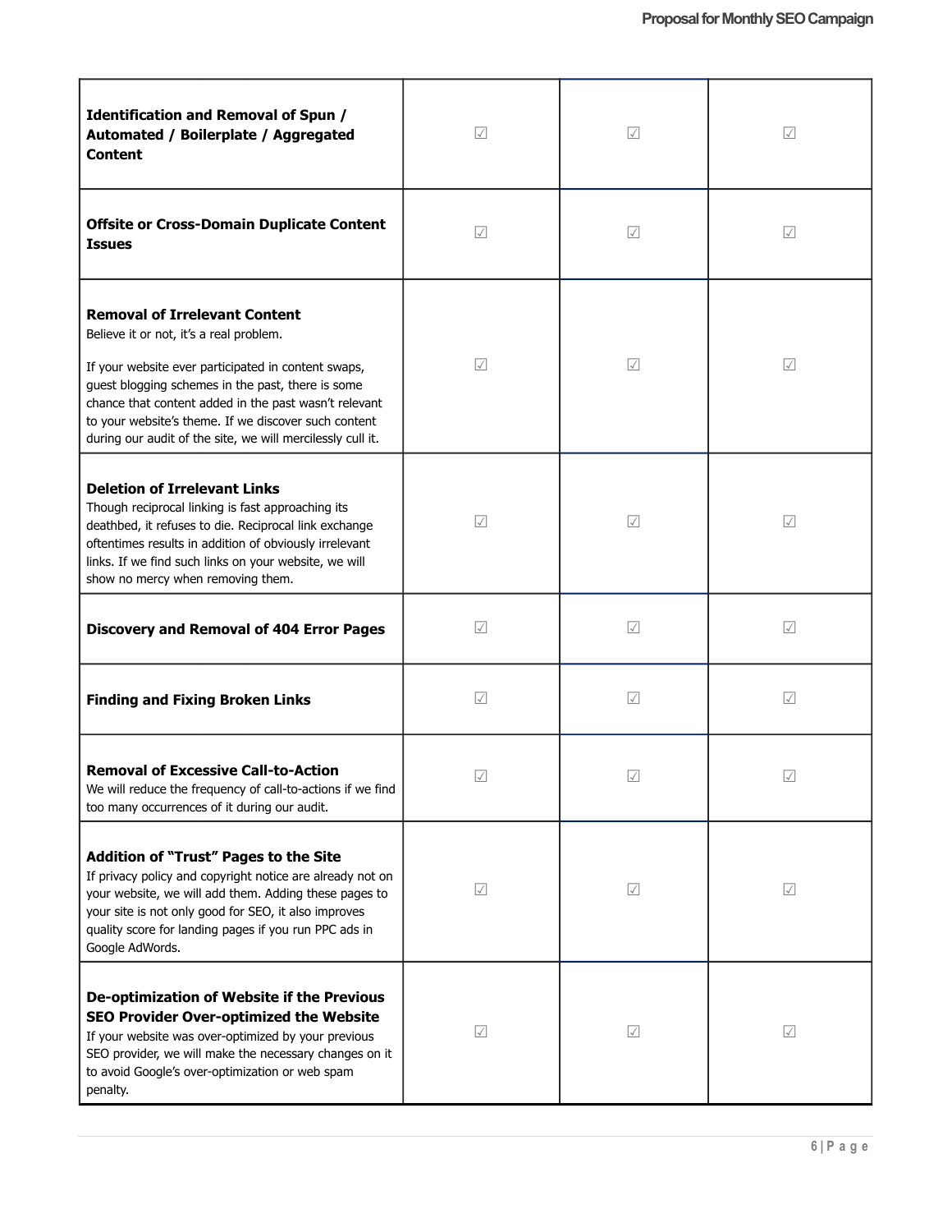| | | | |
|---|---|---|---|
| **Identification and Removal of Spun / Automated / Boilerplate / Aggregated Content** | ☑ | ☑ | ☑ |
| **Offsite or Cross-Domain Duplicate Content Issues** | ☑ | ☑ | ☑ |
| **Removal of Irrelevant Content**<br>Believe it or not, it's a real problem.<br><br>If your website ever participated in content swaps, guest blogging schemes in the past, there is some chance that content added in the past wasn't relevant to your website's theme. If we discover such content during our audit of the site, we will mercilessly cull it. | ☑ | ☑ | ☑ |
| **Deletion of Irrelevant Links**<br>Though reciprocal linking is fast approaching its deathbed, it refuses to die. Reciprocal link exchange oftentimes results in addition of obviously irrelevant links. If we find such links on your website, we will show no mercy when removing them. | ☑ | ☑ | ☑ |
| **Discovery and Removal of 404 Error Pages** | ☑ | ☑ | ☑ |
| **Finding and Fixing Broken Links** | ☑ | ☑ | ☑ |
| **Removal of Excessive Call-to-Action**<br>We will reduce the frequency of call-to-actions if we find too many occurrences of it during our audit. | ☑ | ☑ | ☑ |
| **Addition of "Trust" Pages to the Site**<br>If privacy policy and copyright notice are already not on your website, we will add them. Adding these pages to your site is not only good for SEO, it also improves quality score for landing pages if you run PPC ads in Google AdWords. | ☑ | ☑ | ☑ |
| **De-optimization of Website if the Previous SEO Provider Over-optimized the Website**<br>If your website was over-optimized by your previous SEO provider, we will make the necessary changes on it to avoid Google's over-optimization or web spam penalty. | ☑ | ☑ | ☑ |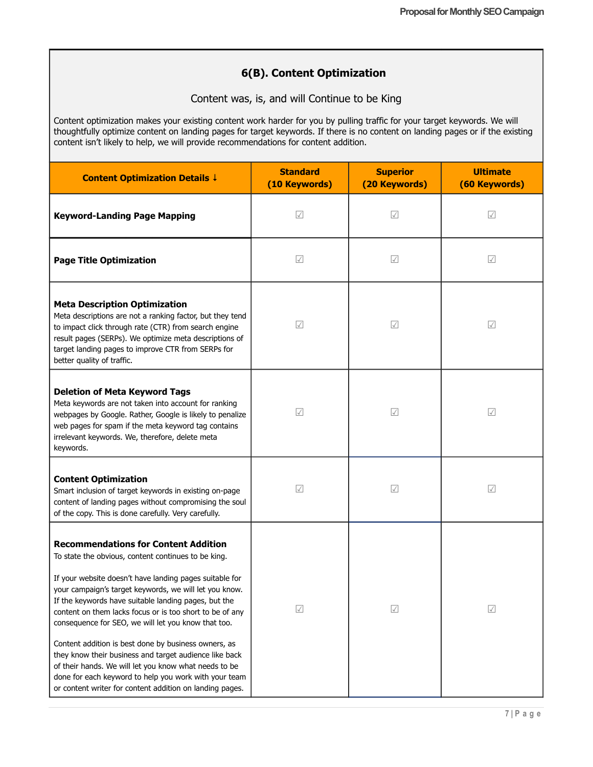## 6(B). Content Optimization

Content was, is, and will Continue to be King

Content optimization makes your existing content work harder for you by pulling traffic for your target keywords. We will thoughtfully optimize content on landing pages for target keywords. If there is no content on landing pages or if the existing content isn't likely to help, we will provide recommendations for content addition.

| Content Optimization Details ↓ | Standard (10 Keywords) | Superior (20 Keywords) | Ultimate (60 Keywords) |
|---|---|---|---|
| **Keyword-Landing Page Mapping** | ☑ | ☑ | ☑ |
| **Page Title Optimization** | ☑ | ☑ | ☑ |
| **Meta Description Optimization**<br>Meta descriptions are not a ranking factor, but they tend to impact click through rate (CTR) from search engine result pages (SERPs). We optimize meta descriptions of target landing pages to improve CTR from SERPs for better quality of traffic. | ☑ | ☑ | ☑ |
| **Deletion of Meta Keyword Tags**<br>Meta keywords are not taken into account for ranking webpages by Google. Rather, Google is likely to penalize web pages for spam if the meta keyword tag contains irrelevant keywords. We, therefore, delete meta keywords. | ☑ | ☑ | ☑ |
| **Content Optimization**<br>Smart inclusion of target keywords in existing on-page content of landing pages without compromising the soul of the copy. This is done carefully. Very carefully. | ☑ | ☑ | ☑ |
| **Recommendations for Content Addition**<br>To state the obvious, content continues to be king.<br><br>If your website doesn't have landing pages suitable for your campaign's target keywords, we will let you know. If the keywords have suitable landing pages, but the content on them lacks focus or is too short to be of any consequence for SEO, we will let you know that too.<br><br>Content addition is best done by business owners, as they know their business and target audience like back of their hands. We will let you know what needs to be done for each keyword to help you work with your team or content writer for content addition on landing pages. | ☑ | ☑ | ☑ |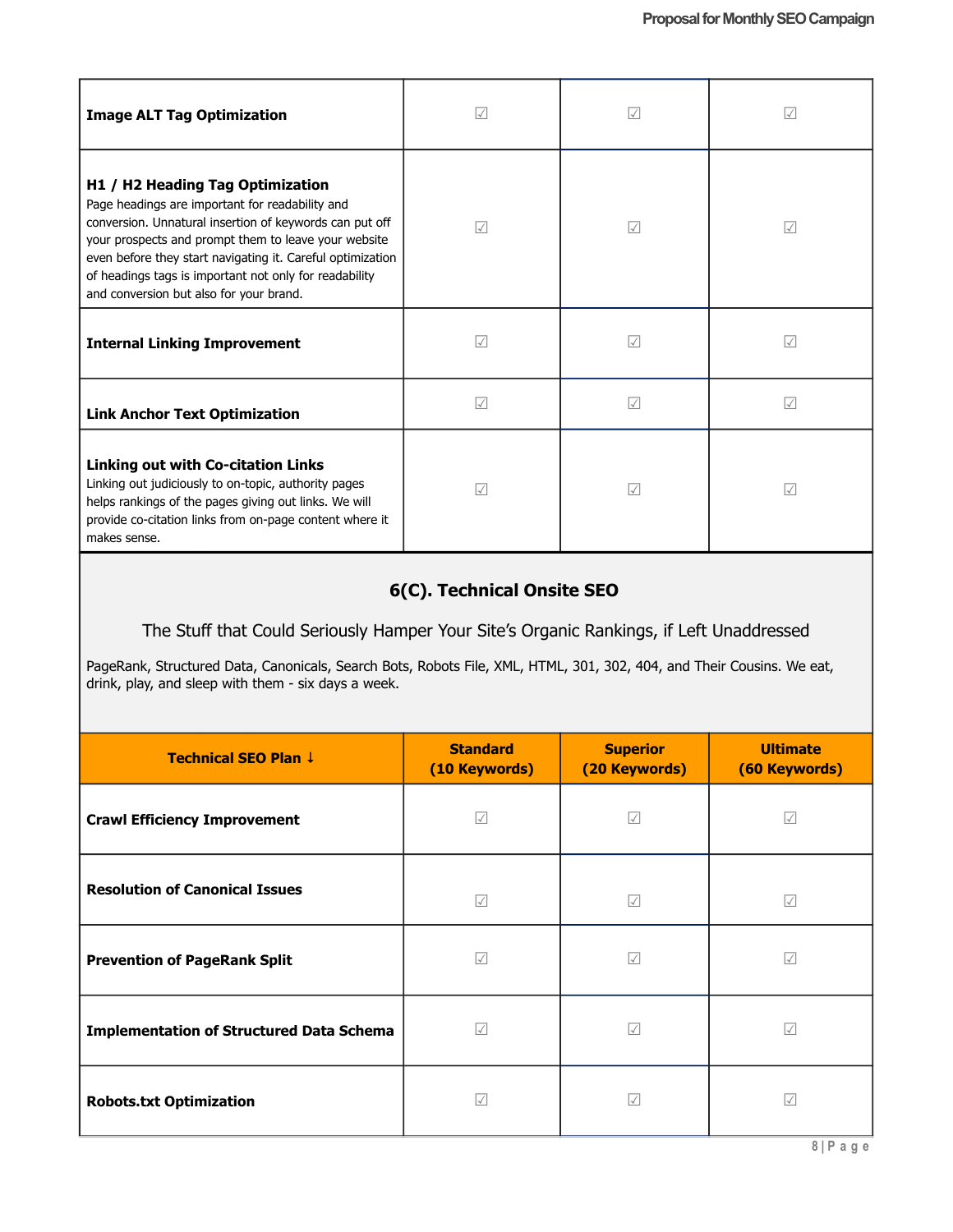| | | | |
|---|---|---|---|
| **Image ALT Tag Optimization** | ☑ | ☑ | ☑ |
| **H1 / H2 Heading Tag Optimization**<br>Page headings are important for readability and conversion. Unnatural insertion of keywords can put off your prospects and prompt them to leave your website even before they start navigating it. Careful optimization of headings tags is important not only for readability and conversion but also for your brand. | ☑ | ☑ | ☑ |
| **Internal Linking Improvement** | ☑ | ☑ | ☑ |
| **Link Anchor Text Optimization** | ☑ | ☑ | ☑ |
| **Linking out with Co-citation Links**<br>Linking out judiciously to on-topic, authority pages helps rankings of the pages giving out links. We will provide co-citation links from on-page content where it makes sense. | ☑ | ☑ | ☑ |

## 6(C). Technical Onsite SEO

The Stuff that Could Seriously Hamper Your Site's Organic Rankings, if Left Unaddressed

PageRank, Structured Data, Canonicals, Search Bots, Robots File, XML, HTML, 301, 302, 404, and Their Cousins. We eat, drink, play, and sleep with them - six days a week.

| Technical SEO Plan ↓ | Standard (10 Keywords) | Superior (20 Keywords) | Ultimate (60 Keywords) |
|---|---|---|---|
| **Crawl Efficiency Improvement** | ☑ | ☑ | ☑ |
| **Resolution of Canonical Issues** | ☑ | ☑ | ☑ |
| **Prevention of PageRank Split** | ☑ | ☑ | ☑ |
| **Implementation of Structured Data Schema** | ☑ | ☑ | ☑ |
| **Robots.txt Optimization** | ☑ | ☑ | ☑ |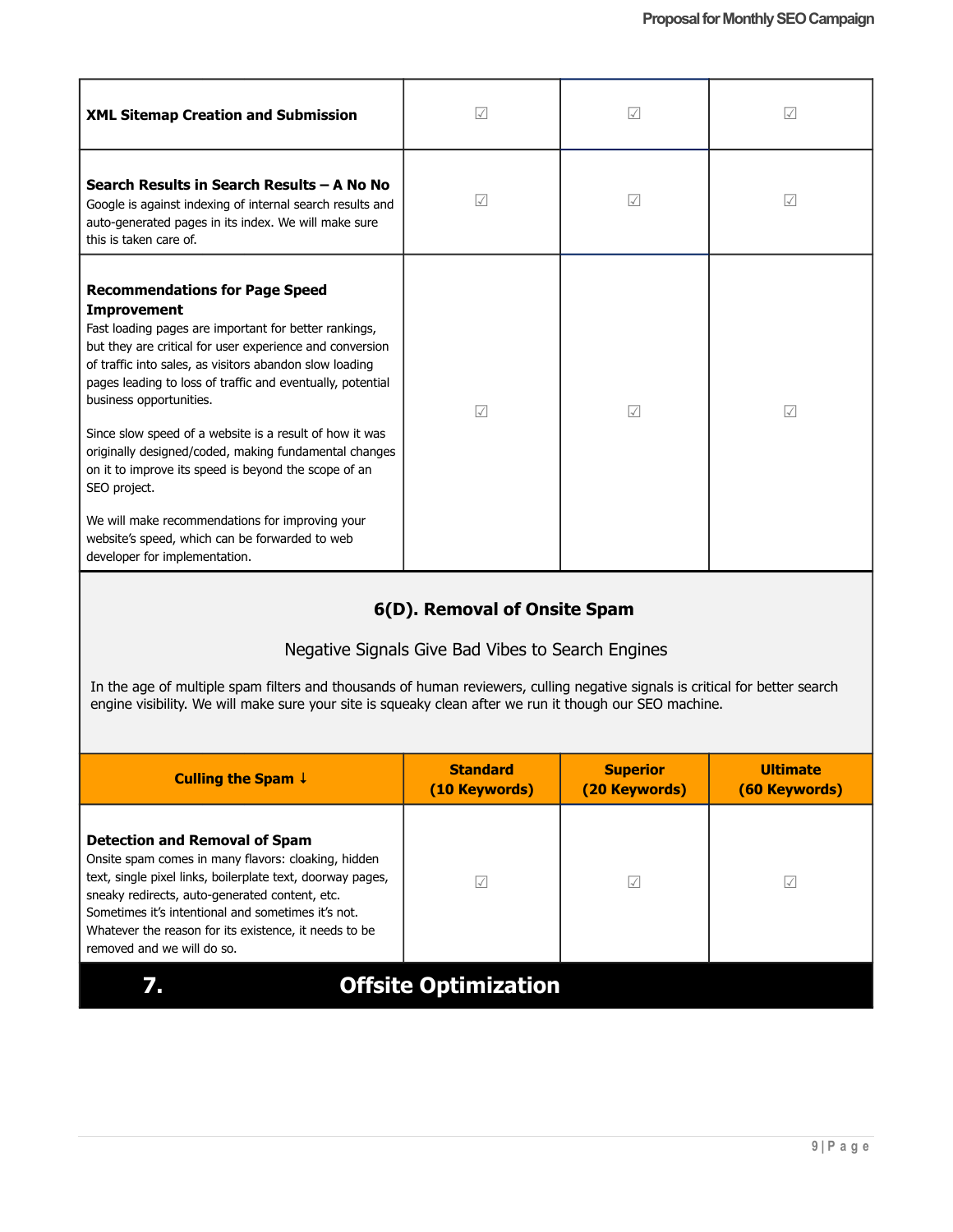| | | | |
|---|---|---|---|
| **XML Sitemap Creation and Submission** | ☑ | ☑ | ☑ |
| **Search Results in Search Results – A No No**<br>Google is against indexing of internal search results and auto-generated pages in its index. We will make sure this is taken care of. | ☑ | ☑ | ☑ |
| **Recommendations for Page Speed Improvement**<br>Fast loading pages are important for better rankings, but they are critical for user experience and conversion of traffic into sales, as visitors abandon slow loading pages leading to loss of traffic and eventually, potential business opportunities.<br><br>Since slow speed of a website is a result of how it was originally designed/coded, making fundamental changes on it to improve its speed is beyond the scope of an SEO project.<br><br>We will make recommendations for improving your website's speed, which can be forwarded to web developer for implementation. | ☑ | ☑ | ☑ |

## 6(D). Removal of Onsite Spam

Negative Signals Give Bad Vibes to Search Engines

In the age of multiple spam filters and thousands of human reviewers, culling negative signals is critical for better search engine visibility. We will make sure your site is squeaky clean after we run it though our SEO machine.

| Culling the Spam ↓ | Standard (10 Keywords) | Superior (20 Keywords) | Ultimate (60 Keywords) |
|---|---|---|---|
| **Detection and Removal of Spam**<br>Onsite spam comes in many flavors: cloaking, hidden text, single pixel links, boilerplate text, doorway pages, sneaky redirects, auto-generated content, etc. Sometimes it's intentional and sometimes it's not. Whatever the reason for its existence, it needs to be removed and we will do so. | ☑ | ☑ | ☑ |

# 7. Offsite Optimization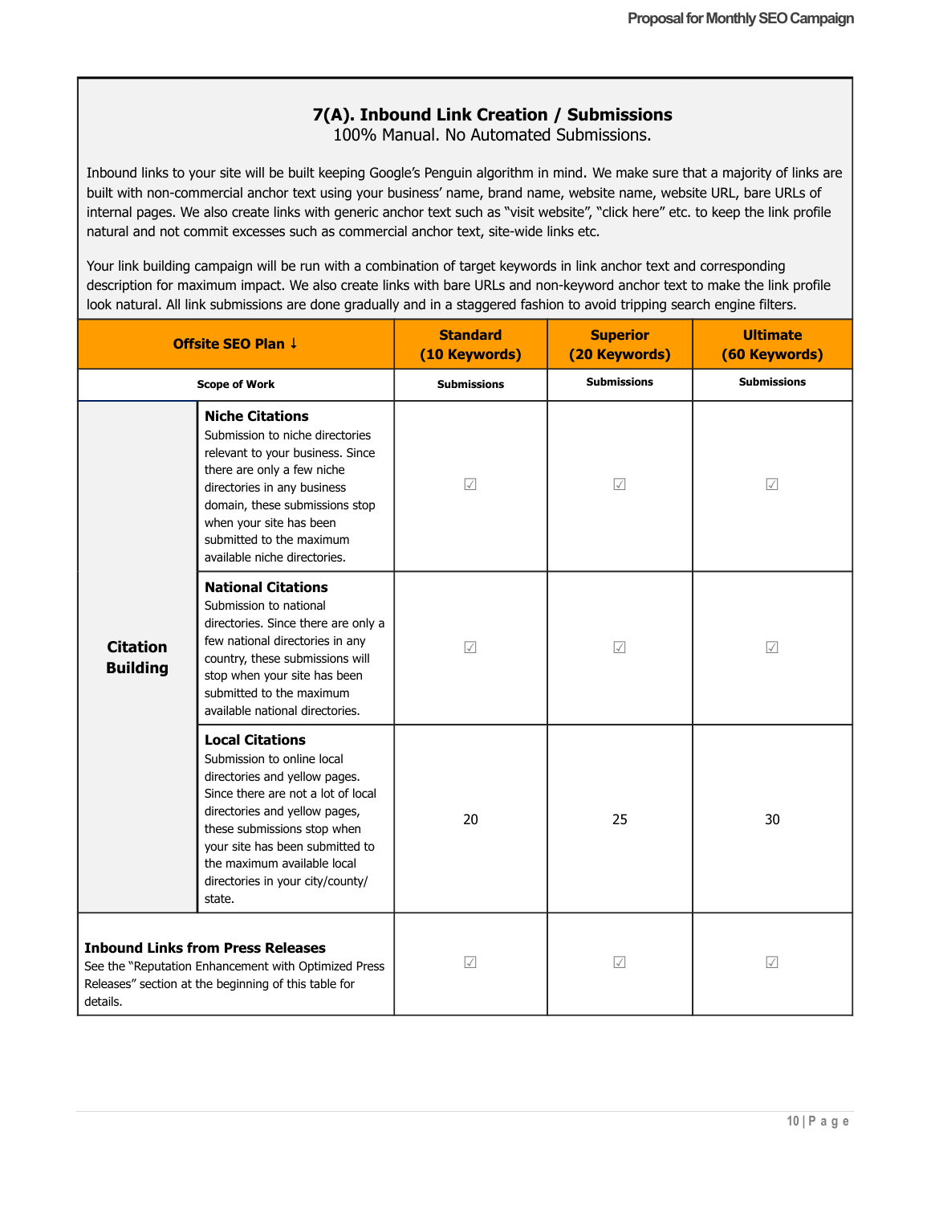## 7(A). Inbound Link Creation / Submissions

100% Manual. No Automated Submissions.

Inbound links to your site will be built keeping Google's Penguin algorithm in mind. We make sure that a majority of links are built with non-commercial anchor text using your business' name, brand name, website name, website URL, bare URLs of internal pages. We also create links with generic anchor text such as "visit website", "click here" etc. to keep the link profile natural and not commit excesses such as commercial anchor text, site-wide links etc.

Your link building campaign will be run with a combination of target keywords in link anchor text and corresponding description for maximum impact. We also create links with bare URLs and non-keyword anchor text to make the link profile look natural. All link submissions are done gradually and in a staggered fashion to avoid tripping search engine filters.

| Offsite SEO Plan ↓ | | Standard (10 Keywords) | Superior (20 Keywords) | Ultimate (60 Keywords) |
|---|---|---|---|---|
| Scope of Work | | Submissions | Submissions | Submissions |
| Citation Building | **Niche Citations** Submission to niche directories relevant to your business. Since there are only a few niche directories in any business domain, these submissions stop when your site has been submitted to the maximum available niche directories. | ☑ | ☑ | ☑ |
| | **National Citations** Submission to national directories. Since there are only a few national directories in any country, these submissions will stop when your site has been submitted to the maximum available national directories. | ☑ | ☑ | ☑ |
| | **Local Citations** Submission to online local directories and yellow pages. Since there are not a lot of local directories and yellow pages, these submissions stop when your site has been submitted to the maximum available local directories in your city/county/ state. | 20 | 25 | 30 |
| **Inbound Links from Press Releases** See the "Reputation Enhancement with Optimized Press Releases" section at the beginning of this table for details. | | ☑ | ☑ | ☑ |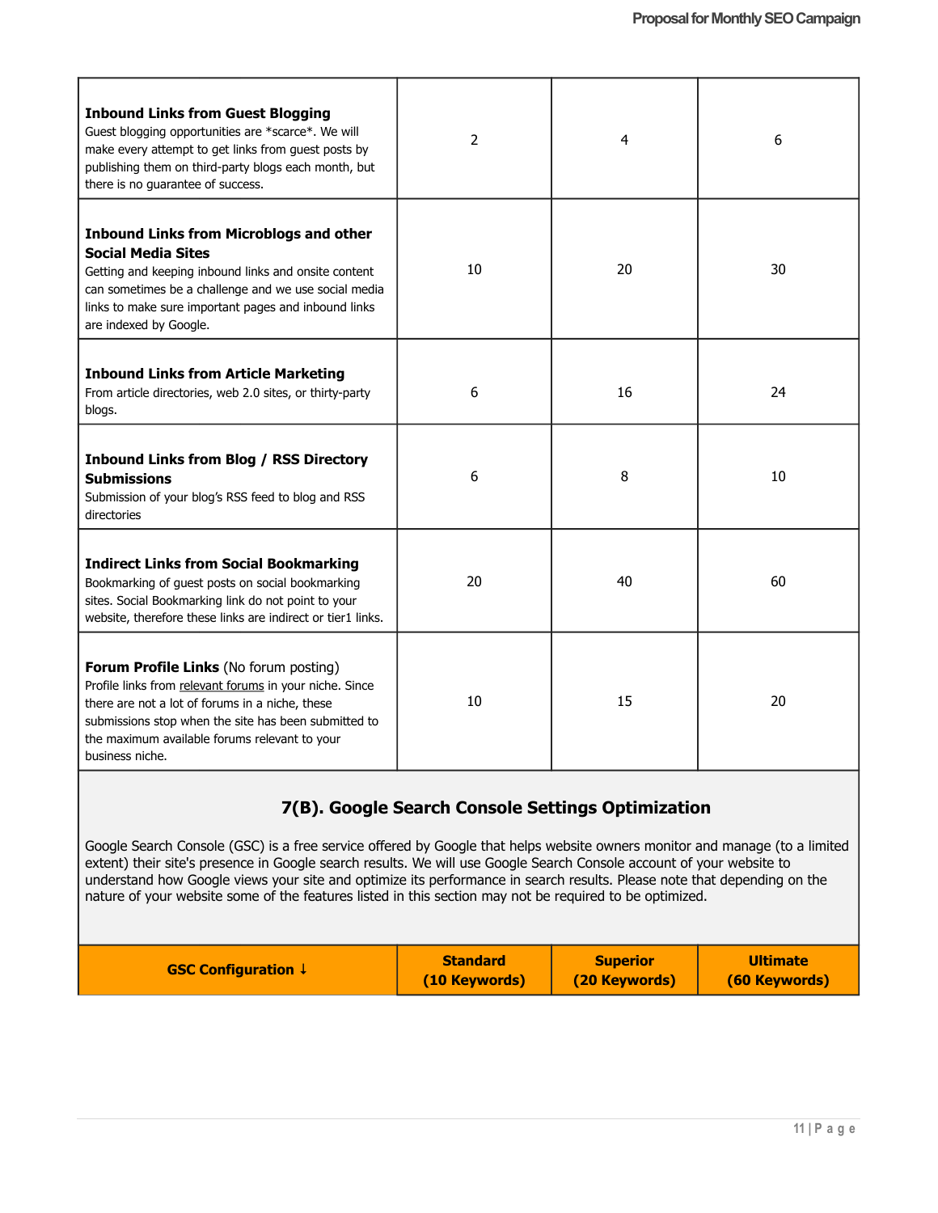| | | | |
|---|---|---|---|
| **Inbound Links from Guest Blogging**<br>Guest blogging opportunities are *scarce*. We will make every attempt to get links from guest posts by publishing them on third-party blogs each month, but there is no guarantee of success. | 2 | 4 | 6 |
| **Inbound Links from Microblogs and other Social Media Sites**<br>Getting and keeping inbound links and onsite content can sometimes be a challenge and we use social media links to make sure important pages and inbound links are indexed by Google. | 10 | 20 | 30 |
| **Inbound Links from Article Marketing**<br>From article directories, web 2.0 sites, or thirty-party blogs. | 6 | 16 | 24 |
| **Inbound Links from Blog / RSS Directory Submissions**<br>Submission of your blog's RSS feed to blog and RSS directories | 6 | 8 | 10 |
| **Indirect Links from Social Bookmarking**<br>Bookmarking of guest posts on social bookmarking sites. Social Bookmarking link do not point to your website, therefore these links are indirect or tier1 links. | 20 | 40 | 60 |
| **Forum Profile Links** (No forum posting)<br>Profile links from relevant forums in your niche. Since there are not a lot of forums in a niche, these submissions stop when the site has been submitted to the maximum available forums relevant to your business niche. | 10 | 15 | 20 |

## 7(B). Google Search Console Settings Optimization

Google Search Console (GSC) is a free service offered by Google that helps website owners monitor and manage (to a limited extent) their site's presence in Google search results. We will use Google Search Console account of your website to understand how Google views your site and optimize its performance in search results. Please note that depending on the nature of your website some of the features listed in this section may not be required to be optimized.

| GSC Configuration ↓ | Standard (10 Keywords) | Superior (20 Keywords) | Ultimate (60 Keywords) |
|---|---|---|---|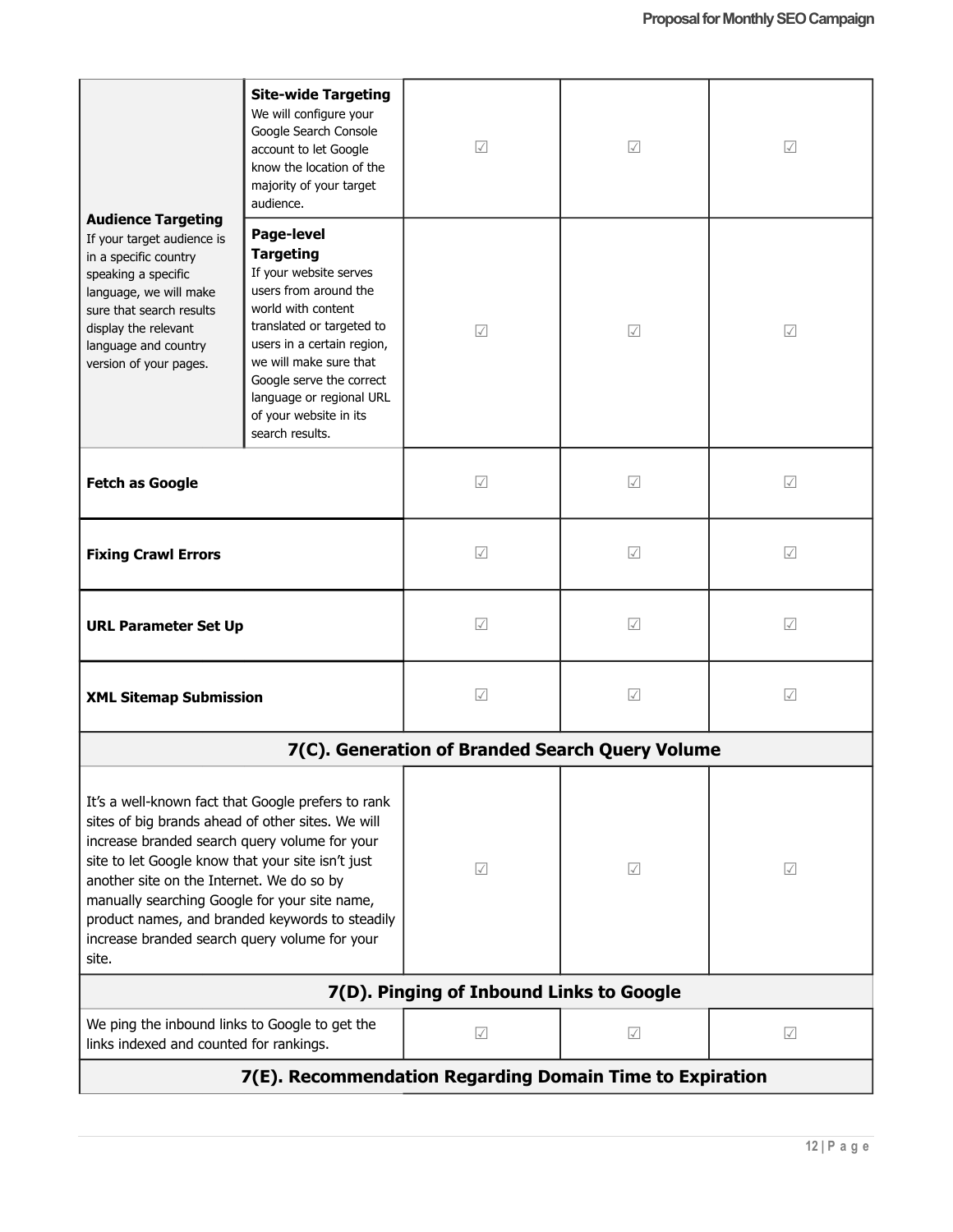| | | | | |
|---|---|---|---|---|
| **Audience Targeting** If your target audience is in a specific country speaking a specific language, we will make sure that search results display the relevant language and country version of your pages. | **Site-wide Targeting** We will configure your Google Search Console account to let Google know the location of the majority of your target audience. | ☑ | ☑ | ☑ |
| | **Page-level Targeting** If your website serves users from around the world with content translated or targeted to users in a certain region, we will make sure that Google serve the correct language or regional URL of your website in its search results. | ☑ | ☑ | ☑ |
| **Fetch as Google** | | ☑ | ☑ | ☑ |
| **Fixing Crawl Errors** | | ☑ | ☑ | ☑ |
| **URL Parameter Set Up** | | ☑ | ☑ | ☑ |
| **XML Sitemap Submission** | | ☑ | ☑ | ☑ |
| **7(C). Generation of Branded Search Query Volume** | | | | |
| It's a well-known fact that Google prefers to rank sites of big brands ahead of other sites. We will increase branded search query volume for your site to let Google know that your site isn't just another site on the Internet. We do so by manually searching Google for your site name, product names, and branded keywords to steadily increase branded search query volume for your site. | | ☑ | ☑ | ☑ |
| **7(D). Pinging of Inbound Links to Google** | | | | |
| We ping the inbound links to Google to get the links indexed and counted for rankings. | | ☑ | ☑ | ☑ |
| **7(E). Recommendation Regarding Domain Time to Expiration** | | | | |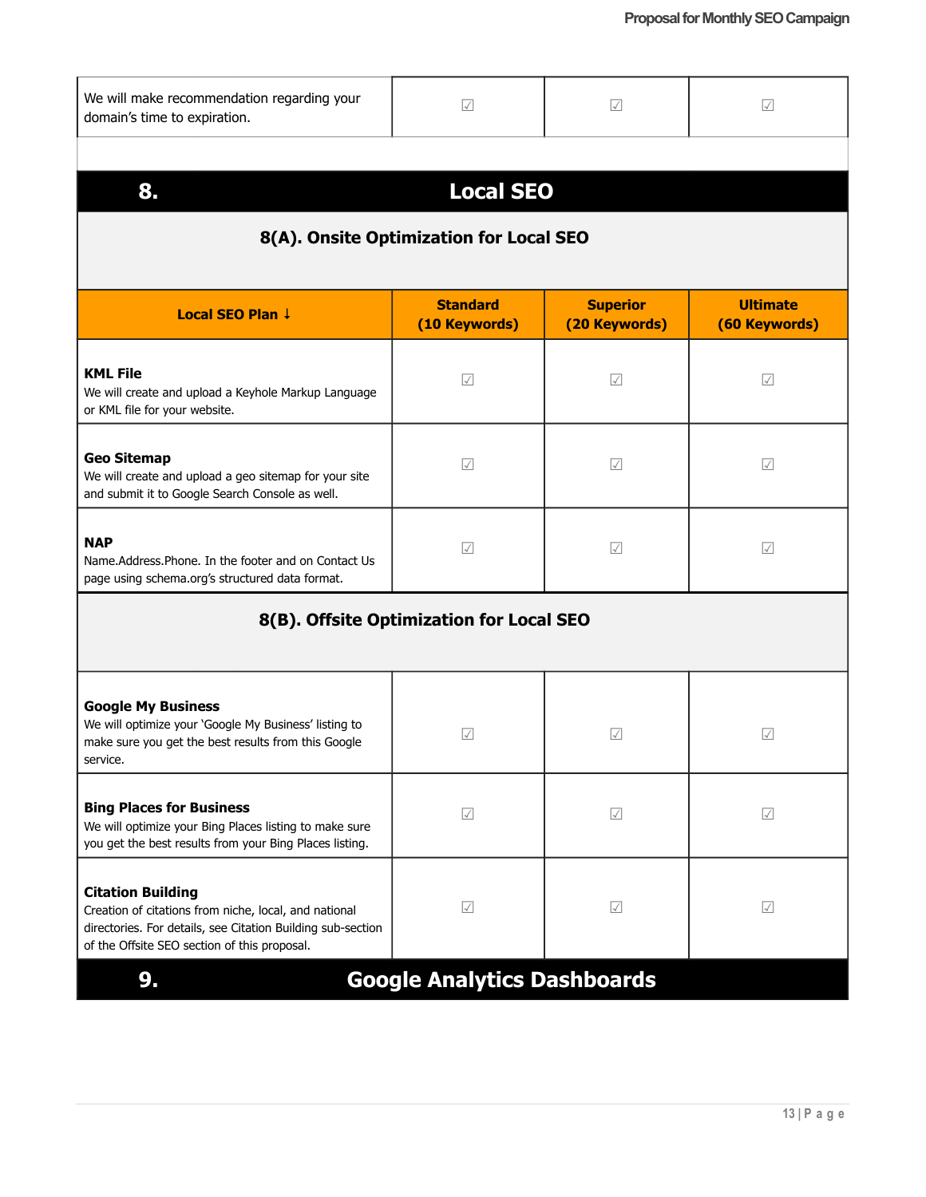| | | | |
|---|---|---|---|
| We will make recommendation regarding your domain's time to expiration. | ☑ | ☑ | ☑ |

## 8. Local SEO

### 8(A). Onsite Optimization for Local SEO

| Local SEO Plan ↓ | Standard (10 Keywords) | Superior (20 Keywords) | Ultimate (60 Keywords) |
|---|---|---|---|
| **KML File**<br>We will create and upload a Keyhole Markup Language or KML file for your website. | ☑ | ☑ | ☑ |
| **Geo Sitemap**<br>We will create and upload a geo sitemap for your site and submit it to Google Search Console as well. | ☑ | ☑ | ☑ |
| **NAP**<br>Name.Address.Phone. In the footer and on Contact Us page using schema.org's structured data format. | ☑ | ☑ | ☑ |

### 8(B). Offsite Optimization for Local SEO

| Local SEO Plan ↓ | Standard (10 Keywords) | Superior (20 Keywords) | Ultimate (60 Keywords) |
|---|---|---|---|
| **Google My Business**<br>We will optimize your 'Google My Business' listing to make sure you get the best results from this Google service. | ☑ | ☑ | ☑ |
| **Bing Places for Business**<br>We will optimize your Bing Places listing to make sure you get the best results from your Bing Places listing. | ☑ | ☑ | ☑ |
| **Citation Building**<br>Creation of citations from niche, local, and national directories. For details, see Citation Building sub-section of the Offsite SEO section of this proposal. | ☑ | ☑ | ☑ |

## 9. Google Analytics Dashboards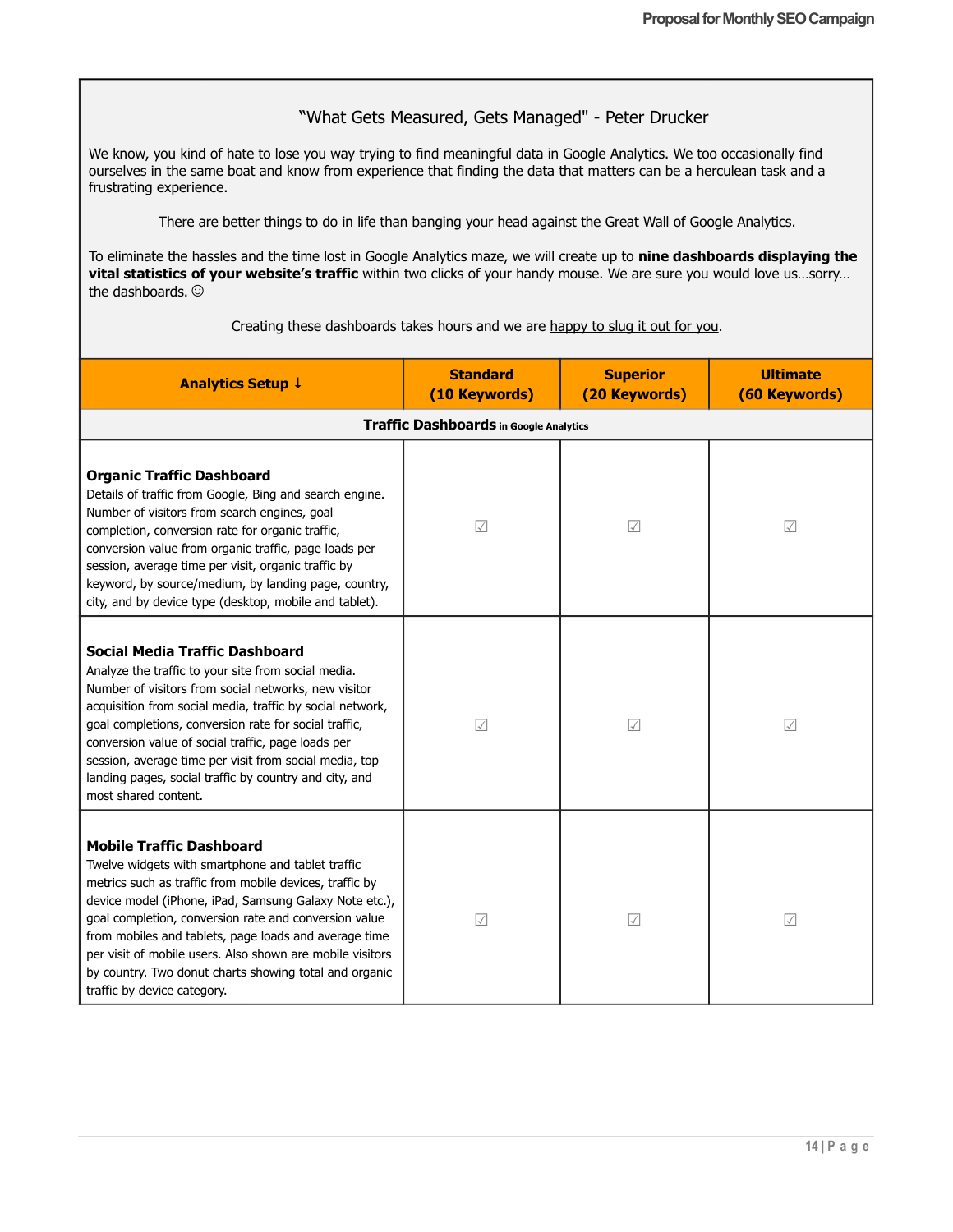"What Gets Measured, Gets Managed" - Peter Drucker

We know, you kind of hate to lose you way trying to find meaningful data in Google Analytics. We too occasionally find ourselves in the same boat and know from experience that finding the data that matters can be a herculean task and a frustrating experience.

There are better things to do in life than banging your head against the Great Wall of Google Analytics.

To eliminate the hassles and the time lost in Google Analytics maze, we will create up to **nine dashboards displaying the vital statistics of your website's traffic** within two clicks of your handy mouse. We are sure you would love us…sorry… the dashboards. ☺

Creating these dashboards takes hours and we are happy to slug it out for you.

| Analytics Setup ↓ | Standard (10 Keywords) | Superior (20 Keywords) | Ultimate (60 Keywords) |
|---|---|---|---|
| **Traffic Dashboards** in Google Analytics | | | |
| **Organic Traffic Dashboard** Details of traffic from Google, Bing and search engine. Number of visitors from search engines, goal completion, conversion rate for organic traffic, conversion value from organic traffic, page loads per session, average time per visit, organic traffic by keyword, by source/medium, by landing page, country, city, and by device type (desktop, mobile and tablet). | ☑ | ☑ | ☑ |
| **Social Media Traffic Dashboard** Analyze the traffic to your site from social media. Number of visitors from social networks, new visitor acquisition from social media, traffic by social network, goal completions, conversion rate for social traffic, conversion value of social traffic, page loads per session, average time per visit from social media, top landing pages, social traffic by country and city, and most shared content. | ☑ | ☑ | ☑ |
| **Mobile Traffic Dashboard** Twelve widgets with smartphone and tablet traffic metrics such as traffic from mobile devices, traffic by device model (iPhone, iPad, Samsung Galaxy Note etc.), goal completion, conversion rate and conversion value from mobiles and tablets, page loads and average time per visit of mobile users. Also shown are mobile visitors by country. Two donut charts showing total and organic traffic by device category. | ☑ | ☑ | ☑ |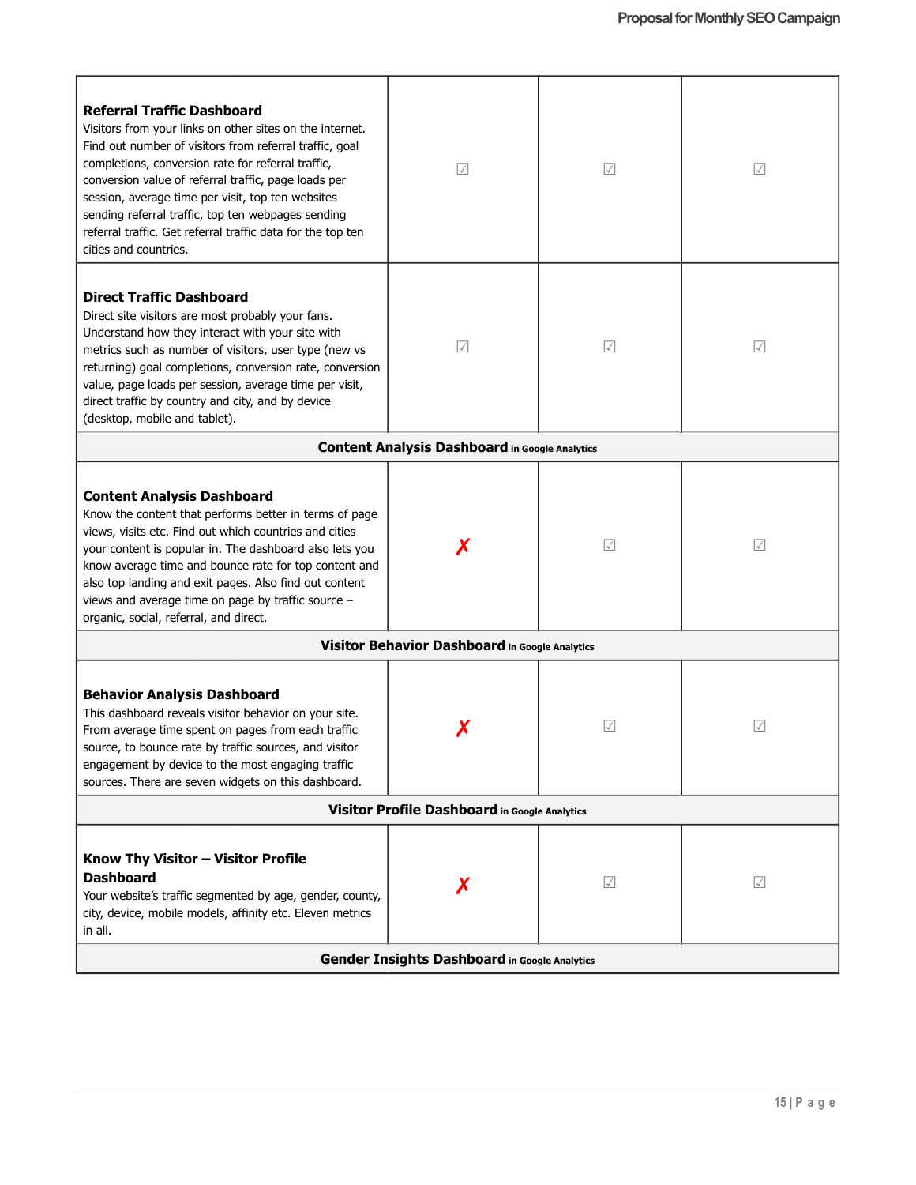| | | | |
|---|---|---|---|
| **Referral Traffic Dashboard**<br>Visitors from your links on other sites on the internet. Find out number of visitors from referral traffic, goal completions, conversion rate for referral traffic, conversion value of referral traffic, page loads per session, average time per visit, top ten websites sending referral traffic, top ten webpages sending referral traffic. Get referral traffic data for the top ten cities and countries. | ☑ | ☑ | ☑ |
| **Direct Traffic Dashboard**<br>Direct site visitors are most probably your fans. Understand how they interact with your site with metrics such as number of visitors, user type (new vs returning) goal completions, conversion rate, conversion value, page loads per session, average time per visit, direct traffic by country and city, and by device (desktop, mobile and tablet). | ☑ | ☑ | ☑ |
| **Content Analysis Dashboard** in Google Analytics | | | |
| **Content Analysis Dashboard**<br>Know the content that performs better in terms of page views, visits etc. Find out which countries and cities your content is popular in. The dashboard also lets you know average time and bounce rate for top content and also top landing and exit pages. Also find out content views and average time on page by traffic source – organic, social, referral, and direct. | ✗ | ☑ | ☑ |
| **Visitor Behavior Dashboard** in Google Analytics | | | |
| **Behavior Analysis Dashboard**<br>This dashboard reveals visitor behavior on your site. From average time spent on pages from each traffic source, to bounce rate by traffic sources, and visitor engagement by device to the most engaging traffic sources. There are seven widgets on this dashboard. | ✗ | ☑ | ☑ |
| **Visitor Profile Dashboard** in Google Analytics | | | |
| **Know Thy Visitor – Visitor Profile Dashboard**<br>Your website's traffic segmented by age, gender, county, city, device, mobile models, affinity etc. Eleven metrics in all. | ✗ | ☑ | ☑ |
| **Gender Insights Dashboard** in Google Analytics | | | |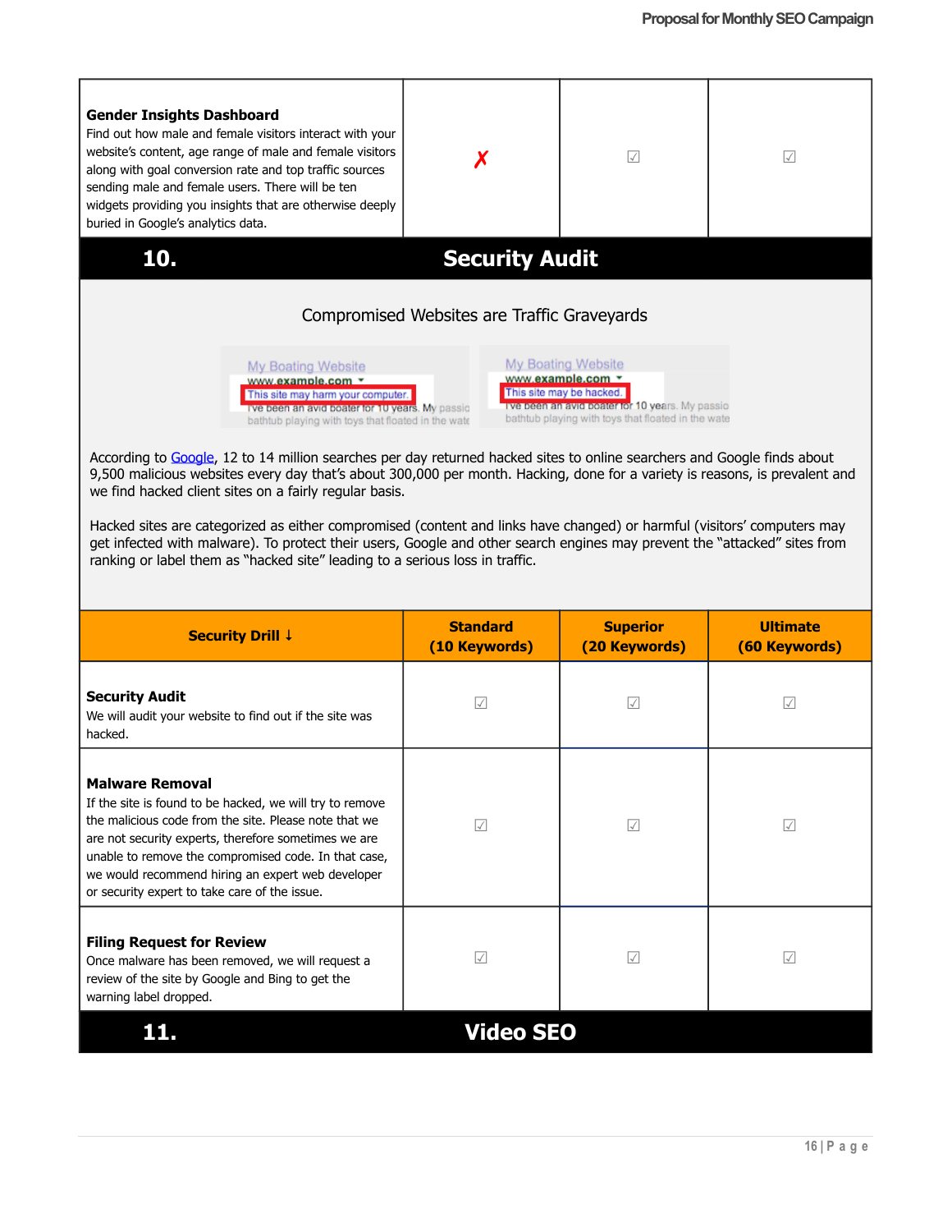| | | | |
|---|---|---|---|
| **Gender Insights Dashboard**<br>Find out how male and female visitors interact with your website's content, age range of male and female visitors along with goal conversion rate and top traffic sources sending male and female users. There will be ten widgets providing you insights that are otherwise deeply buried in Google's analytics data. | ✗ | ☑ | ☑ |

## 10. Security Audit

Compromised Websites are Traffic Graveyards

My Boating Website
www.example.com
This site may harm your computer.
I've been an avid boater for 10 years. My passio
bathtub playing with toys that floated in the wate

My Boating Website
www.example.com
This site may be hacked.
I've been an avid boater for 10 years. My passio
bathtub playing with toys that floated in the wate

According to Google, 12 to 14 million searches per day returned hacked sites to online searchers and Google finds about 9,500 malicious websites every day that's about 300,000 per month. Hacking, done for a variety is reasons, is prevalent and we find hacked client sites on a fairly regular basis.

Hacked sites are categorized as either compromised (content and links have changed) or harmful (visitors' computers may get infected with malware). To protect their users, Google and other search engines may prevent the "attacked" sites from ranking or label them as "hacked site" leading to a serious loss in traffic.

| Security Drill ↓ | Standard (10 Keywords) | Superior (20 Keywords) | Ultimate (60 Keywords) |
|---|---|---|---|
| **Security Audit**<br>We will audit your website to find out if the site was hacked. | ☑ | ☑ | ☑ |
| **Malware Removal**<br>If the site is found to be hacked, we will try to remove the malicious code from the site. Please note that we are not security experts, therefore sometimes we are unable to remove the compromised code. In that case, we would recommend hiring an expert web developer or security expert to take care of the issue. | ☑ | ☑ | ☑ |
| **Filing Request for Review**<br>Once malware has been removed, we will request a review of the site by Google and Bing to get the warning label dropped. | ☑ | ☑ | ☑ |

## 11. Video SEO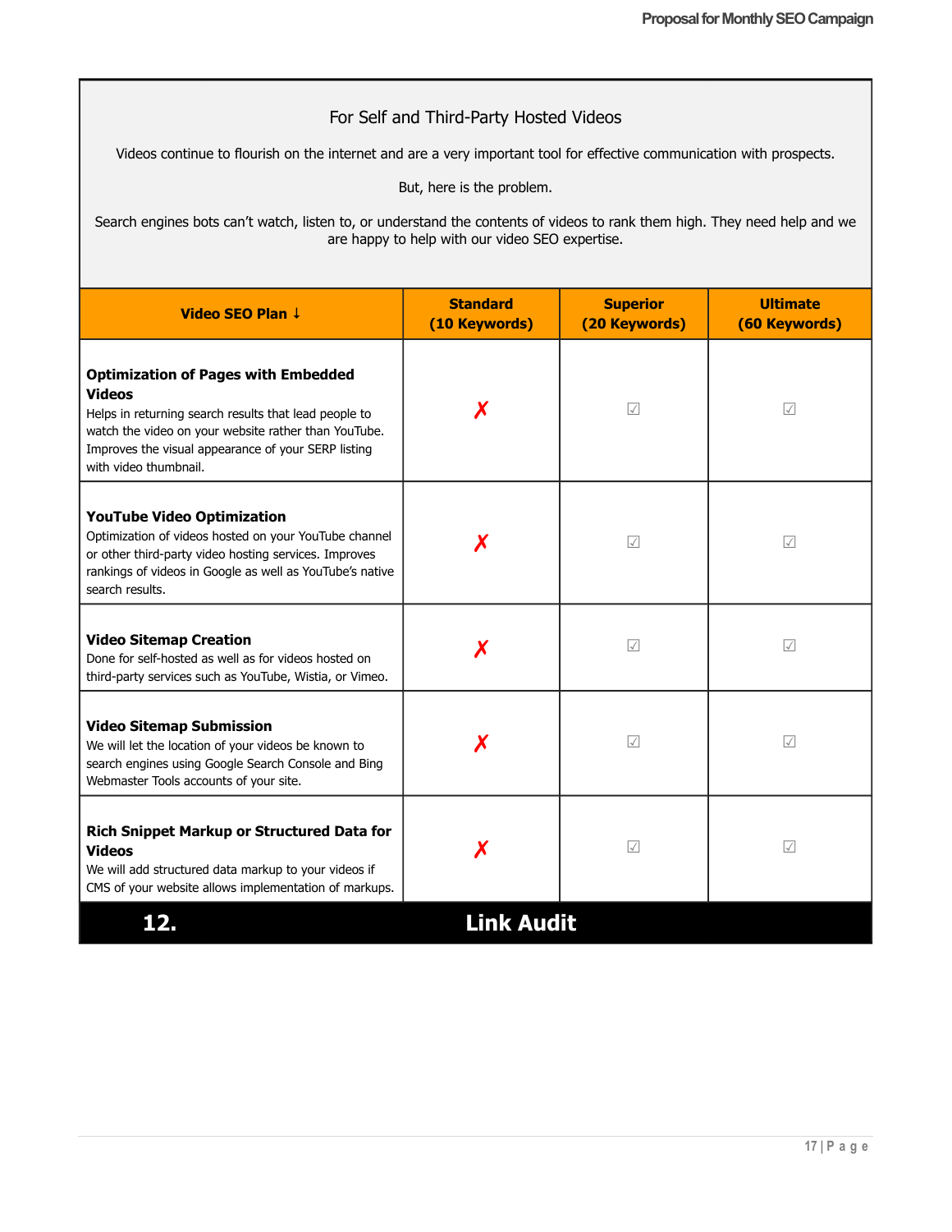For Self and Third-Party Hosted Videos

Videos continue to flourish on the internet and are a very important tool for effective communication with prospects.

But, here is the problem.

Search engines bots can't watch, listen to, or understand the contents of videos to rank them high. They need help and we are happy to help with our video SEO expertise.

| Video SEO Plan ↓ | Standard (10 Keywords) | Superior (20 Keywords) | Ultimate (60 Keywords) |
|---|---|---|---|
| **Optimization of Pages with Embedded Videos**<br>Helps in returning search results that lead people to watch the video on your website rather than YouTube. Improves the visual appearance of your SERP listing with video thumbnail. | ✗ | ☑ | ☑ |
| **YouTube Video Optimization**<br>Optimization of videos hosted on your YouTube channel or other third-party video hosting services. Improves rankings of videos in Google as well as YouTube's native search results. | ✗ | ☑ | ☑ |
| **Video Sitemap Creation**<br>Done for self-hosted as well as for videos hosted on third-party services such as YouTube, Wistia, or Vimeo. | ✗ | ☑ | ☑ |
| **Video Sitemap Submission**<br>We will let the location of your videos be known to search engines using Google Search Console and Bing Webmaster Tools accounts of your site. | ✗ | ☑ | ☑ |
| **Rich Snippet Markup or Structured Data for Videos**<br>We will add structured data markup to your videos if CMS of your website allows implementation of markups. | ✗ | ☑ | ☑ |

## 12. Link Audit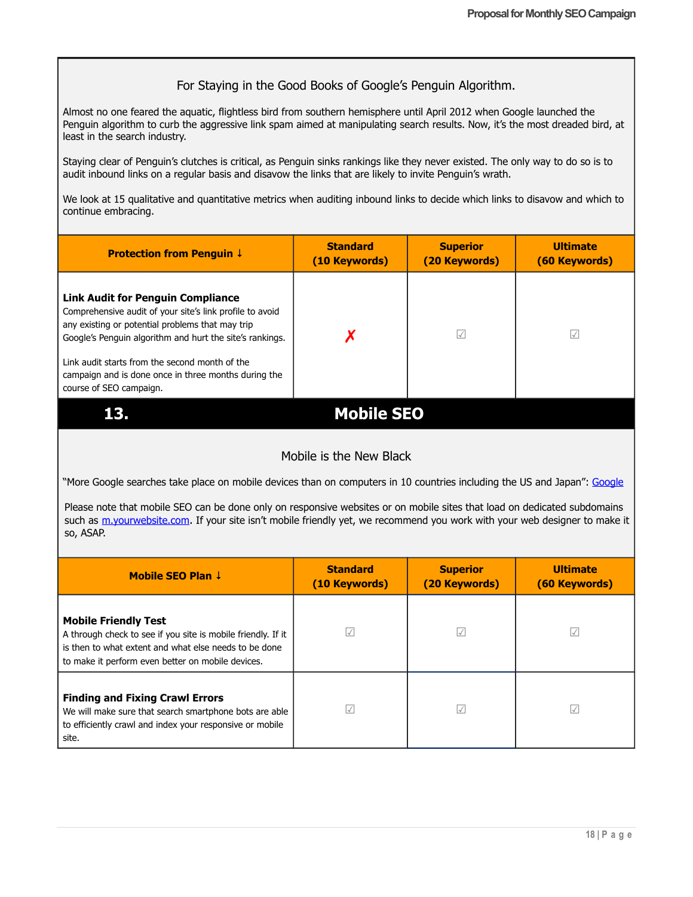### For Staying in the Good Books of Google's Penguin Algorithm.

Almost no one feared the aquatic, flightless bird from southern hemisphere until April 2012 when Google launched the Penguin algorithm to curb the aggressive link spam aimed at manipulating search results. Now, it's the most dreaded bird, at least in the search industry.

Staying clear of Penguin's clutches is critical, as Penguin sinks rankings like they never existed. The only way to do so is to audit inbound links on a regular basis and disavow the links that are likely to invite Penguin's wrath.

We look at 15 qualitative and quantitative metrics when auditing inbound links to decide which links to disavow and which to continue embracing.

| Protection from Penguin ↓ | Standard (10 Keywords) | Superior (20 Keywords) | Ultimate (60 Keywords) |
|---|---|---|---|
| **Link Audit for Penguin Compliance**<br>Comprehensive audit of your site's link profile to avoid any existing or potential problems that may trip Google's Penguin algorithm and hurt the site's rankings.<br><br>Link audit starts from the second month of the campaign and is done once in three months during the course of SEO campaign. | ✗ | ☑ | ☑ |

## 13. Mobile SEO

### Mobile is the New Black

"More Google searches take place on mobile devices than on computers in 10 countries including the US and Japan": [Google]()

Please note that mobile SEO can be done only on responsive websites or on mobile sites that load on dedicated subdomains such as [m.yourwebsite.com](). If your site isn't mobile friendly yet, we recommend you work with your web designer to make it so, ASAP.

| Mobile SEO Plan ↓ | Standard (10 Keywords) | Superior (20 Keywords) | Ultimate (60 Keywords) |
|---|---|---|---|
| **Mobile Friendly Test**<br>A through check to see if you site is mobile friendly. If it is then to what extent and what else needs to be done to make it perform even better on mobile devices. | ☑ | ☑ | ☑ |
| **Finding and Fixing Crawl Errors**<br>We will make sure that search smartphone bots are able to efficiently crawl and index your responsive or mobile site. | ☑ | ☑ | ☑ |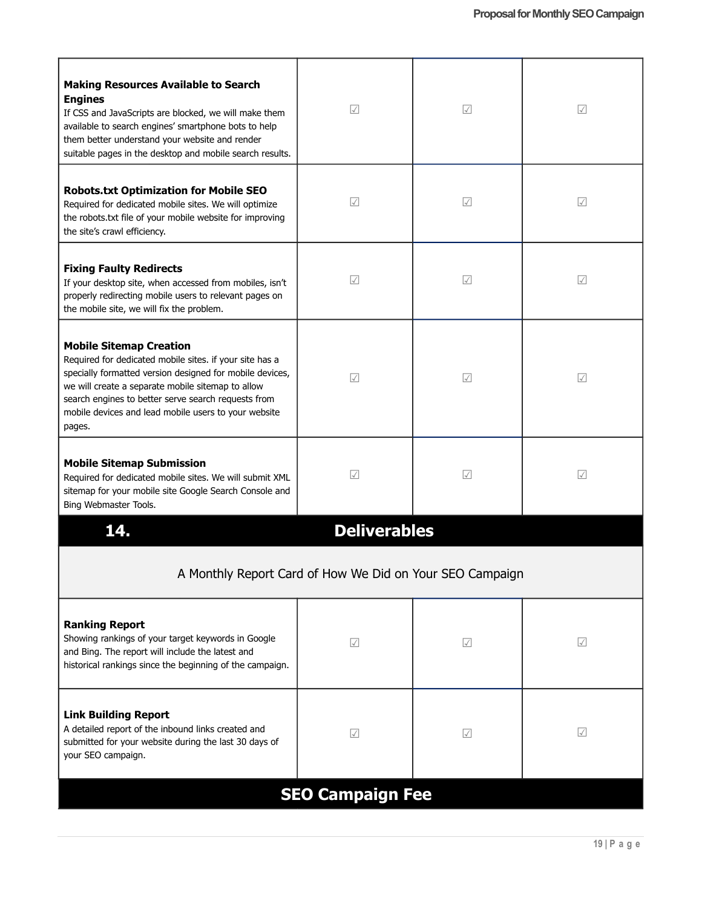| | | | |
|---|---|---|---|
| **Making Resources Available to Search Engines**<br>If CSS and JavaScripts are blocked, we will make them available to search engines' smartphone bots to help them better understand your website and render suitable pages in the desktop and mobile search results. | ☑ | ☑ | ☑ |
| **Robots.txt Optimization for Mobile SEO**<br>Required for dedicated mobile sites. We will optimize the robots.txt file of your mobile website for improving the site's crawl efficiency. | ☑ | ☑ | ☑ |
| **Fixing Faulty Redirects**<br>If your desktop site, when accessed from mobiles, isn't properly redirecting mobile users to relevant pages on the mobile site, we will fix the problem. | ☑ | ☑ | ☑ |
| **Mobile Sitemap Creation**<br>Required for dedicated mobile sites. if your site has a specially formatted version designed for mobile devices, we will create a separate mobile sitemap to allow search engines to better serve search requests from mobile devices and lead mobile users to your website pages. | ☑ | ☑ | ☑ |
| **Mobile Sitemap Submission**<br>Required for dedicated mobile sites. We will submit XML sitemap for your mobile site Google Search Console and Bing Webmaster Tools. | ☑ | ☑ | ☑ |

## 14. Deliverables

A Monthly Report Card of How We Did on Your SEO Campaign

| | | | |
|---|---|---|---|
| **Ranking Report**<br>Showing rankings of your target keywords in Google and Bing. The report will include the latest and historical rankings since the beginning of the campaign. | ☑ | ☑ | ☑ |
| **Link Building Report**<br>A detailed report of the inbound links created and submitted for your website during the last 30 days of your SEO campaign. | ☑ | ☑ | ☑ |

## SEO Campaign Fee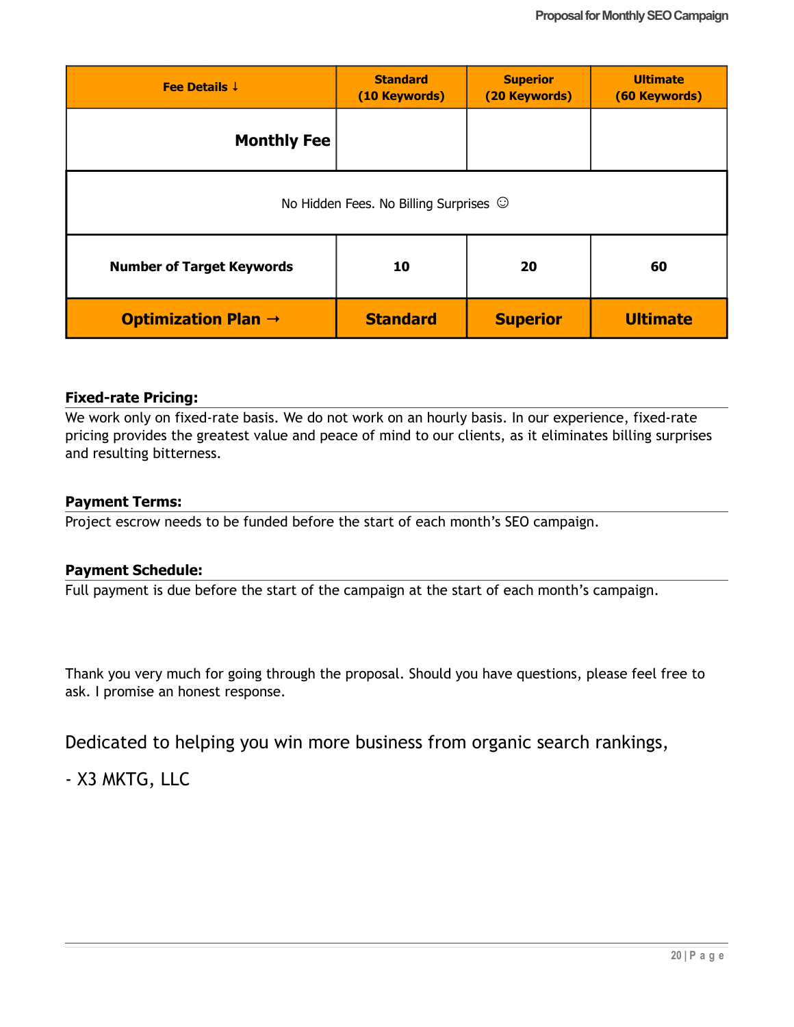| Fee Details ↓ | Standard (10 Keywords) | Superior (20 Keywords) | Ultimate (60 Keywords) |
|---|---|---|---|
| **Monthly Fee** | | | |
| No Hidden Fees. No Billing Surprises ☺ | | | |
| **Number of Target Keywords** | **10** | **20** | **60** |
| **Optimization Plan →** | **Standard** | **Superior** | **Ultimate** |

**Fixed-rate Pricing:**

We work only on fixed-rate basis. We do not work on an hourly basis. In our experience, fixed-rate pricing provides the greatest value and peace of mind to our clients, as it eliminates billing surprises and resulting bitterness.

**Payment Terms:**

Project escrow needs to be funded before the start of each month's SEO campaign.

**Payment Schedule:**

Full payment is due before the start of the campaign at the start of each month's campaign.

Thank you very much for going through the proposal. Should you have questions, please feel free to ask. I promise an honest response.

Dedicated to helping you win more business from organic search rankings,

- X3 MKTG, LLC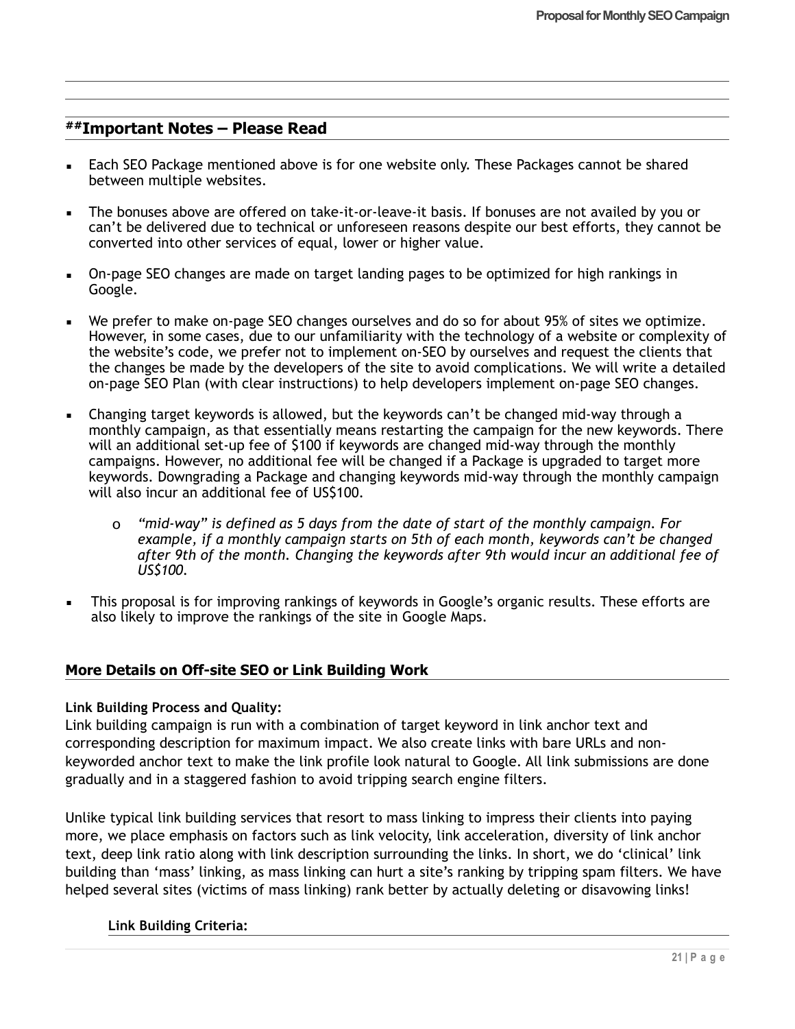## ##Important Notes – Please Read

- Each SEO Package mentioned above is for one website only. These Packages cannot be shared between multiple websites.

- The bonuses above are offered on take-it-or-leave-it basis. If bonuses are not availed by you or can't be delivered due to technical or unforeseen reasons despite our best efforts, they cannot be converted into other services of equal, lower or higher value.

- On-page SEO changes are made on target landing pages to be optimized for high rankings in Google.

- We prefer to make on-page SEO changes ourselves and do so for about 95% of sites we optimize. However, in some cases, due to our unfamiliarity with the technology of a website or complexity of the website's code, we prefer not to implement on-SEO by ourselves and request the clients that the changes be made by the developers of the site to avoid complications. We will write a detailed on-page SEO Plan (with clear instructions) to help developers implement on-page SEO changes.

- Changing target keywords is allowed, but the keywords can't be changed mid-way through a monthly campaign, as that essentially means restarting the campaign for the new keywords. There will an additional set-up fee of $100 if keywords are changed mid-way through the monthly campaigns. However, no additional fee will be changed if a Package is upgraded to target more keywords. Downgrading a Package and changing keywords mid-way through the monthly campaign will also incur an additional fee of US$100.

    - *"mid-way" is defined as 5 days from the date of start of the monthly campaign. For example, if a monthly campaign starts on 5th of each month, keywords can't be changed after 9th of the month. Changing the keywords after 9th would incur an additional fee of US$100.*

- This proposal is for improving rankings of keywords in Google's organic results. These efforts are also likely to improve the rankings of the site in Google Maps.

### More Details on Off-site SEO or Link Building Work

**Link Building Process and Quality:**
Link building campaign is run with a combination of target keyword in link anchor text and corresponding description for maximum impact. We also create links with bare URLs and non-keyworded anchor text to make the link profile look natural to Google. All link submissions are done gradually and in a staggered fashion to avoid tripping search engine filters.

Unlike typical link building services that resort to mass linking to impress their clients into paying more, we place emphasis on factors such as link velocity, link acceleration, diversity of link anchor text, deep link ratio along with link description surrounding the links. In short, we do 'clinical' link building than 'mass' linking, as mass linking can hurt a site's ranking by tripping spam filters. We have helped several sites (victims of mass linking) rank better by actually deleting or disavowing links!

**Link Building Criteria:**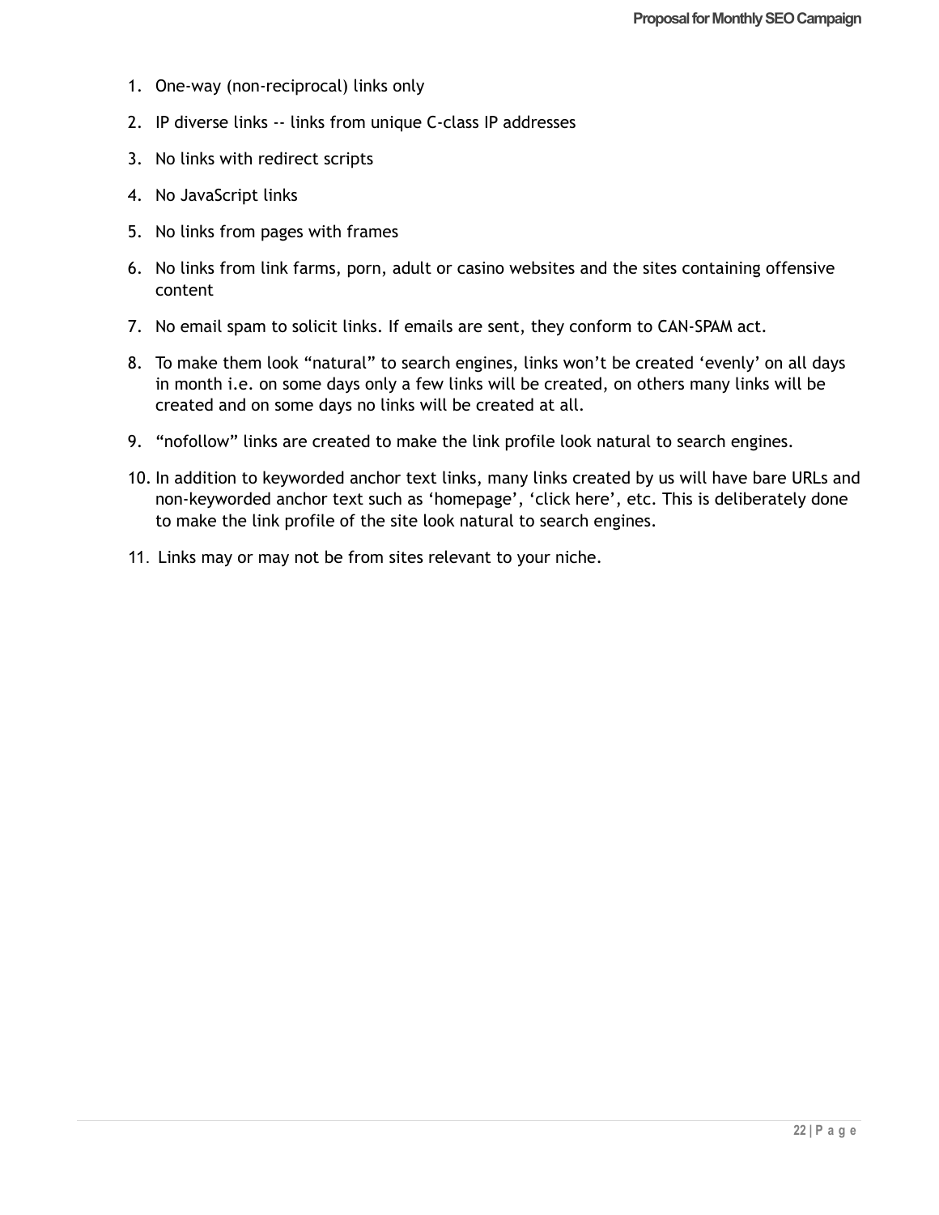1. One-way (non-reciprocal) links only
2. IP diverse links -- links from unique C-class IP addresses
3. No links with redirect scripts
4. No JavaScript links
5. No links from pages with frames
6. No links from link farms, porn, adult or casino websites and the sites containing offensive content
7. No email spam to solicit links. If emails are sent, they conform to CAN-SPAM act.
8. To make them look “natural” to search engines, links won’t be created ‘evenly’ on all days in month i.e. on some days only a few links will be created, on others many links will be created and on some days no links will be created at all.
9. “nofollow” links are created to make the link profile look natural to search engines.
10. In addition to keyworded anchor text links, many links created by us will have bare URLs and non-keyworded anchor text such as ‘homepage’, ‘click here’, etc. This is deliberately done to make the link profile of the site look natural to search engines.
11. Links may or may not be from sites relevant to your niche.